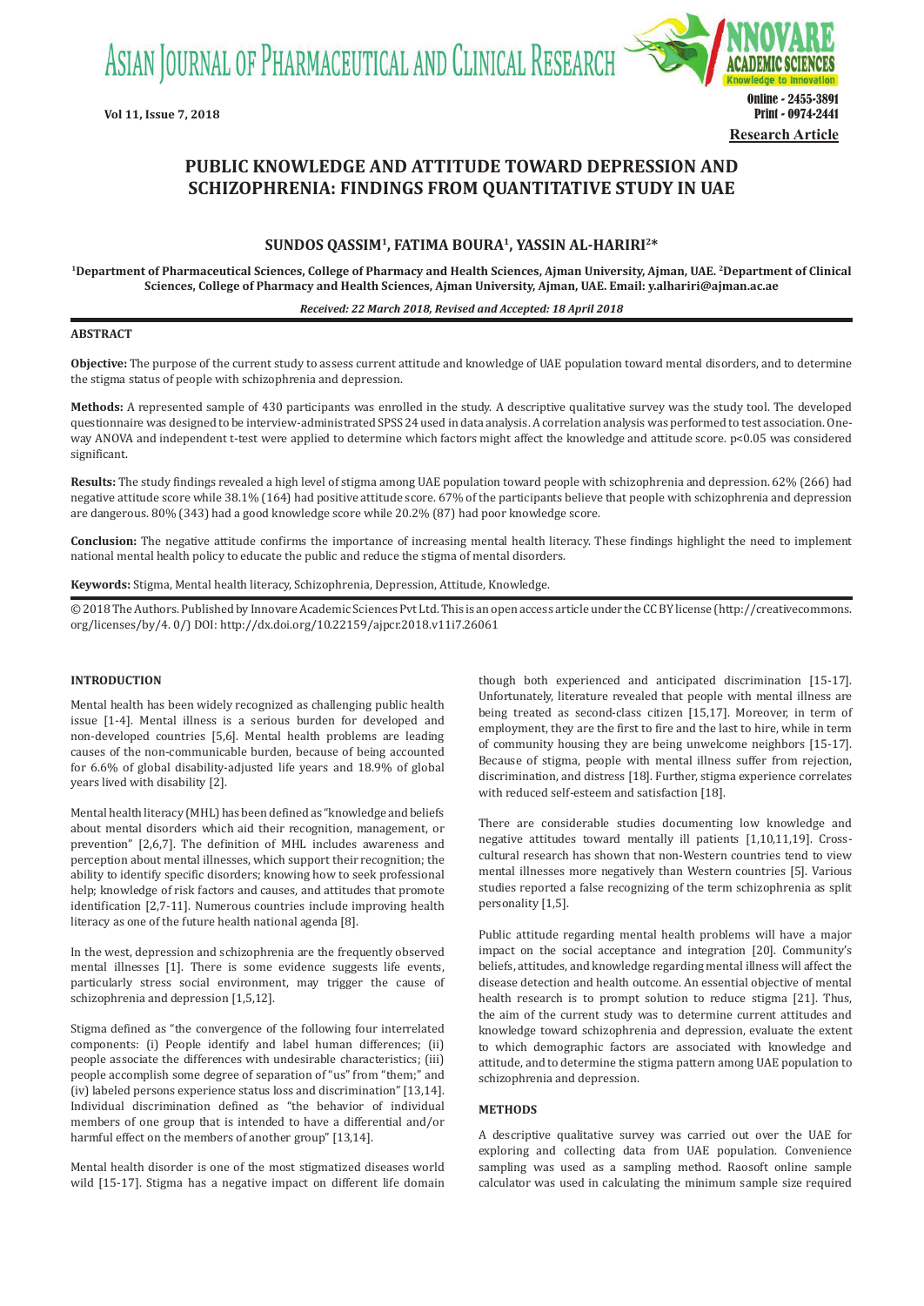# PUBLIC KNOWLEDGE AND ATTITUDE TOWARD DEPRESSION AND SCHIZOPHRENIA: FINDINGS FROM QUANTITATIVE STUDY IN UAE

**SUNDOS QASSIM[1], FATIMA BOURA[1], YASSIN AL-HARIRI[2]***

**[1]Department of Pharmaceutical Sciences, College of Pharmacy and Health Sciences, Ajman University, Ajman, UAE. [2]Department of Clinical Sciences, College of Pharmacy and Health Sciences, Ajman University, Ajman, UAE. Email: y.alhariri@ajman.ac.ae**

***Received: 22 March 2018, Revised and Accepted: 18 April 2018***

## ABSTRACT

**Objective:** The purpose of the current study to assess current attitude and knowledge of UAE population toward mental disorders, and to determine the stigma status of people with schizophrenia and depression.

**Methods:** A represented sample of 430 participants was enrolled in the study. A descriptive qualitative survey was the study tool. The developed questionnaire was designed to be interview-administrated SPSS 24 used in data analysis. A correlation analysis was performed to test association. One-way ANOVA and independent t-test were applied to determine which factors might affect the knowledge and attitude score. p<0.05 was considered significant.

**Results:** The study findings revealed a high level of stigma among UAE population toward people with schizophrenia and depression. 62% (266) had negative attitude score while 38.1% (164) had positive attitude score. 67% of the participants believe that people with schizophrenia and depression are dangerous. 80% (343) had a good knowledge score while 20.2% (87) had poor knowledge score.

**Conclusion:** The negative attitude confirms the importance of increasing mental health literacy. These findings highlight the need to implement national mental health policy to educate the public and reduce the stigma of mental disorders.

**Keywords:** Stigma, Mental health literacy, Schizophrenia, Depression, Attitude, Knowledge.

© 2018 The Authors. Published by Innovare Academic Sciences Pvt Ltd. This is an open access article under the CC BY license (http://creativecommons.org/licenses/by/4. 0/) DOI: http://dx.doi.org/10.22159/ajpcr.2018.v11i7.26061

## INTRODUCTION

Mental health has been widely recognized as challenging public health issue [1-4]. Mental illness is a serious burden for developed and non-developed countries [5,6]. Mental health problems are leading causes of the non-communicable burden, because of being accounted for 6.6% of global disability-adjusted life years and 18.9% of global years lived with disability [2].

Mental health literacy (MHL) has been defined as "knowledge and beliefs about mental disorders which aid their recognition, management, or prevention" [2,6,7]. The definition of MHL includes awareness and perception about mental illnesses, which support their recognition; the ability to identify specific disorders; knowing how to seek professional help; knowledge of risk factors and causes, and attitudes that promote identification [2,7-11]. Numerous countries include improving health literacy as one of the future health national agenda [8].

In the west, depression and schizophrenia are the frequently observed mental illnesses [1]. There is some evidence suggests life events, particularly stress social environment, may trigger the cause of schizophrenia and depression [1,5,12].

Stigma defined as "the convergence of the following four interrelated components: (i) People identify and label human differences; (ii) people associate the differences with undesirable characteristics; (iii) people accomplish some degree of separation of "us" from "them;" and (iv) labeled persons experience status loss and discrimination" [13,14]. Individual discrimination defined as "the behavior of individual members of one group that is intended to have a differential and/or harmful effect on the members of another group" [13,14].

Mental health disorder is one of the most stigmatized diseases world wild [15-17]. Stigma has a negative impact on different life domain though both experienced and anticipated discrimination [15-17]. Unfortunately, literature revealed that people with mental illness are being treated as second-class citizen [15,17]. Moreover, in term of employment, they are the first to fire and the last to hire, while in term of community housing they are being unwelcome neighbors [15-17]. Because of stigma, people with mental illness suffer from rejection, discrimination, and distress [18]. Further, stigma experience correlates with reduced self-esteem and satisfaction [18].

There are considerable studies documenting low knowledge and negative attitudes toward mentally ill patients [1,10,11,19]. Cross-cultural research has shown that non-Western countries tend to view mental illnesses more negatively than Western countries [5]. Various studies reported a false recognizing of the term schizophrenia as split personality [1,5].

Public attitude regarding mental health problems will have a major impact on the social acceptance and integration [20]. Community's beliefs, attitudes, and knowledge regarding mental illness will affect the disease detection and health outcome. An essential objective of mental health research is to prompt solution to reduce stigma [21]. Thus, the aim of the current study was to determine current attitudes and knowledge toward schizophrenia and depression, evaluate the extent to which demographic factors are associated with knowledge and attitude, and to determine the stigma pattern among UAE population to schizophrenia and depression.

## METHODS

A descriptive qualitative survey was carried out over the UAE for exploring and collecting data from UAE population. Convenience sampling was used as a sampling method. Raosoft online sample calculator was used in calculating the minimum sample size required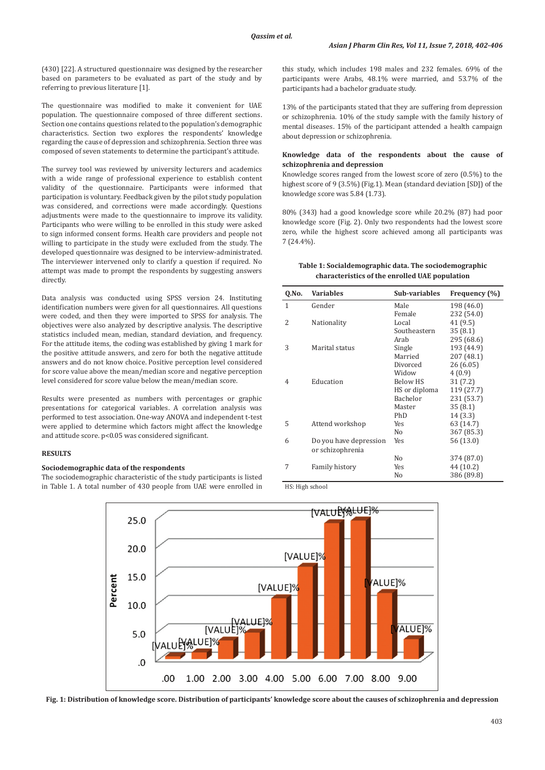(430) [22]. A structured questionnaire was designed by the researcher based on parameters to be evaluated as part of the study and by referring to previous literature [1].

The questionnaire was modified to make it convenient for UAE population. The questionnaire composed of three different sections. Section one contains questions related to the population's demographic characteristics. Section two explores the respondents' knowledge regarding the cause of depression and schizophrenia. Section three was composed of seven statements to determine the participant's attitude.

The survey tool was reviewed by university lecturers and academics with a wide range of professional experience to establish content validity of the questionnaire. Participants were informed that participation is voluntary. Feedback given by the pilot study population was considered, and corrections were made accordingly. Questions adjustments were made to the questionnaire to improve its validity. Participants who were willing to be enrolled in this study were asked to sign informed consent forms. Health care providers and people not willing to participate in the study were excluded from the study. The developed questionnaire was designed to be interview-administrated. The interviewer intervened only to clarify a question if required. No attempt was made to prompt the respondents by suggesting answers directly.

Data analysis was conducted using SPSS version 24. Instituting identification numbers were given for all questionnaires. All questions were coded, and then they were imported to SPSS for analysis. The objectives were also analyzed by descriptive analysis. The descriptive statistics included mean, median, standard deviation, and frequency. For the attitude items, the coding was established by giving 1 mark for the positive attitude answers, and zero for both the negative attitude answers and do not know choice. Positive perception level considered for score value above the mean/median score and negative perception level considered for score value below the mean/median score.

Results were presented as numbers with percentages or graphic presentations for categorical variables. A correlation analysis was performed to test association. One-way ANOVA and independent t-test were applied to determine which factors might affect the knowledge and attitude score. $p<0.05$ was considered significant.

## RESULTS

### Sociodemographic data of the respondents

The sociodemographic characteristic of the study participants is listed in Table 1. A total number of 430 people from UAE were enrolled in this study, which includes 198 males and 232 females. 69% of the participants were Arabs, 48.1% were married, and 53.7% of the participants had a bachelor graduate study.

13% of the participants stated that they are suffering from depression or schizophrenia. 10% of the study sample with the family history of mental diseases. 15% of the participant attended a health campaign about depression or schizophrenia.

### Knowledge data of the respondents about the cause of schizophrenia and depression

Knowledge scores ranged from the lowest score of zero (0.5%) to the highest score of 9 (3.5%) (Fig.1). Mean (standard deviation [SD]) of the knowledge score was 5.84 (1.73).

80% (343) had a good knowledge score while 20.2% (87) had poor knowledge score (Fig. 2). Only two respondents had the lowest score zero, while the highest score achieved among all participants was 7 (24.4%).

**Table 1: Socialdemographic data. The sociodemographic characteristics of the enrolled UAE population**

| Q.No. | Variables | Sub-variables | Frequency (%) |
|---|---|---|---|
| 1 | Gender | Male | 198 (46.0) |
| | | Female | 232 (54.0) |
| 2 | Nationality | Local | 41 (9.5) |
| | | Southeastern | 35 (8.1) |
| | | Arab | 295 (68.6) |
| 3 | Marital status | Single | 193 (44.9) |
| | | Married | 207 (48.1) |
| | | Divorced | 26 (6.05) |
| | | Widow | 4 (0.9) |
| 4 | Education | Below HS | 31 (7.2) |
| | | HS or diploma | 119 (27.7) |
| | | Bachelor | 231 (53.7) |
| | | Master | 35 (8.1) |
| | | PhD | 14 (3.3) |
| 5 | Attend workshop | Yes | 63 (14.7) |
| | | No | 367 (85.3) |
| 6 | Do you have depression or schizophrenia | Yes | 56 (13.0) |
| | | No | 374 (87.0) |
| 7 | Family history | Yes | 44 (10.2) |
| | | No | 386 (89.8) |

HS: High school

Percent

25.0
20.0
15.0
10.0
5.0
.0

.00 1.00 2.00 3.00 4.00 5.00 6.00 7.00 8.00 9.00

[VALUE]% [VALUE]% [VALUE]% [VALUE]% [VALUE]% [VALUE]% [VALUE]% [VALUE]% [VALUE]% [VALUE]%

**Fig. 1: Distribution of knowledge score. Distribution of participants' knowledge score about the causes of schizophrenia and depression**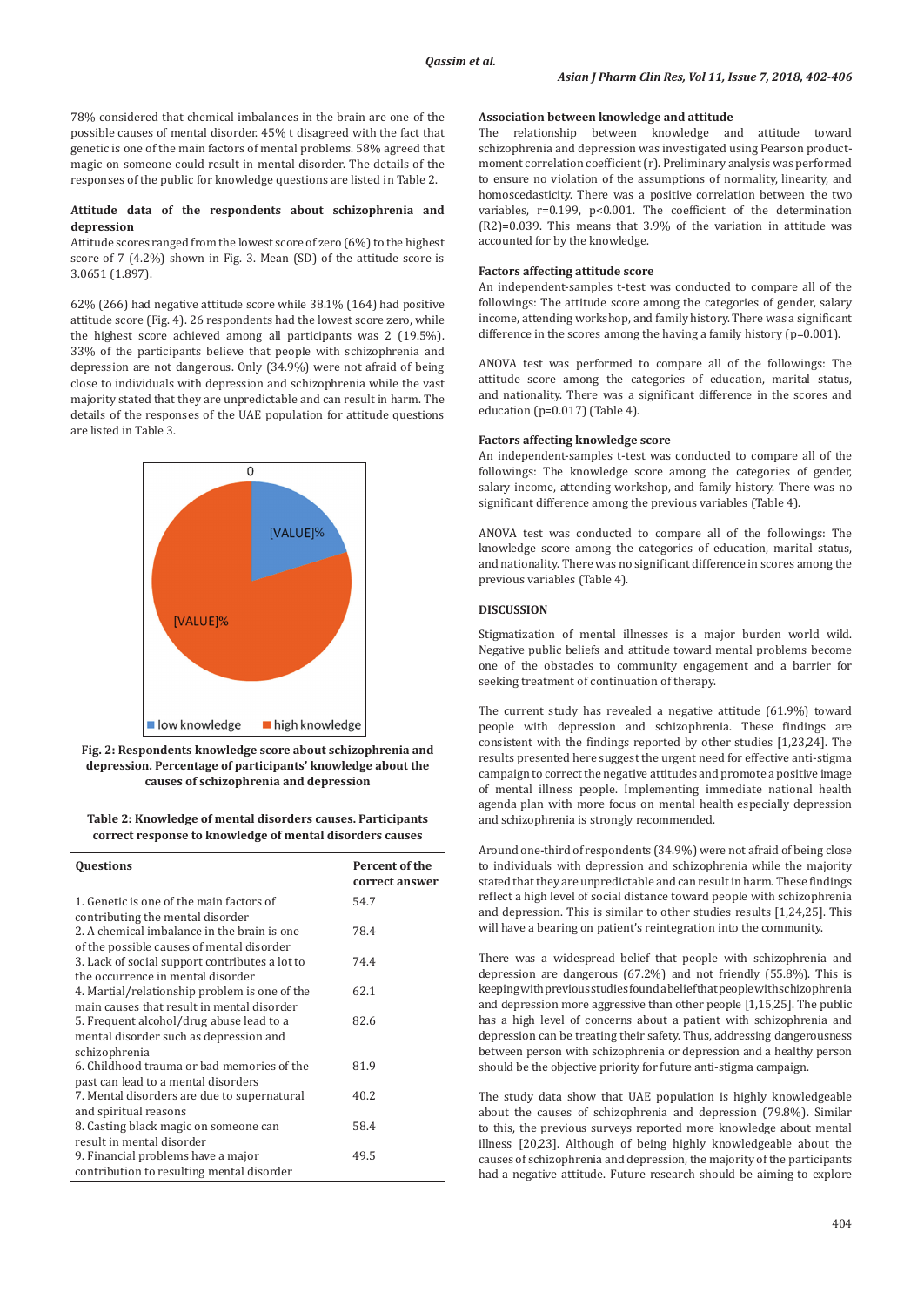78% considered that chemical imbalances in the brain are one of the possible causes of mental disorder. 45% t disagreed with the fact that genetic is one of the main factors of mental problems. 58% agreed that magic on someone could result in mental disorder. The details of the responses of the public for knowledge questions are listed in Table 2.

### Attitude data of the respondents about schizophrenia and depression

Attitude scores ranged from the lowest score of zero (6%) to the highest score of 7 (4.2%) shown in Fig. 3. Mean (SD) of the attitude score is 3.0651 (1.897).

62% (266) had negative attitude score while 38.1% (164) had positive attitude score (Fig. 4). 26 respondents had the lowest score zero, while the highest score achieved among all participants was 2 (19.5%). 33% of the participants believe that people with schizophrenia and depression are not dangerous. Only (34.9%) were not afraid of being close to individuals with depression and schizophrenia while the vast majority stated that they are unpredictable and can result in harm. The details of the responses of the UAE population for attitude questions are listed in Table 3.

0

[VALUE]%

[VALUE]%

low knowledge   high knowledge

**Fig. 2: Respondents knowledge score about schizophrenia and depression. Percentage of participants' knowledge about the causes of schizophrenia and depression**

**Table 2: Knowledge of mental disorders causes. Participants correct response to knowledge of mental disorders causes**

| Questions | Percent of the correct answer |
|---|---|
| 1. Genetic is one of the main factors of contributing the mental disorder | 54.7 |
| 2. A chemical imbalance in the brain is one of the possible causes of mental disorder | 78.4 |
| 3. Lack of social support contributes a lot to the occurrence in mental disorder | 74.4 |
| 4. Martial/relationship problem is one of the main causes that result in mental disorder | 62.1 |
| 5. Frequent alcohol/drug abuse lead to a mental disorder such as depression and schizophrenia | 82.6 |
| 6. Childhood trauma or bad memories of the past can lead to a mental disorders | 81.9 |
| 7. Mental disorders are due to supernatural and spiritual reasons | 40.2 |
| 8. Casting black magic on someone can result in mental disorder | 58.4 |
| 9. Financial problems have a major contribution to resulting mental disorder | 49.5 |

### Association between knowledge and attitude

The relationship between knowledge and attitude toward schizophrenia and depression was investigated using Pearson product-moment correlation coefficient (r). Preliminary analysis was performed to ensure no violation of the assumptions of normality, linearity, and homoscedasticity. There was a positive correlation between the two variables, r=0.199, p<0.001. The coefficient of the determination (R2)=0.039. This means that 3.9% of the variation in attitude was accounted for by the knowledge.

### Factors affecting attitude score

An independent-samples t-test was conducted to compare all of the followings: The attitude score among the categories of gender, salary income, attending workshop, and family history. There was a significant difference in the scores among the having a family history (p=0.001).

ANOVA test was performed to compare all of the followings: The attitude score among the categories of education, marital status, and nationality. There was a significant difference in the scores and education (p=0.017) (Table 4).

### Factors affecting knowledge score

An independent-samples t-test was conducted to compare all of the followings: The knowledge score among the categories of gender, salary income, attending workshop, and family history. There was no significant difference among the previous variables (Table 4).

ANOVA test was conducted to compare all of the followings: The knowledge score among the categories of education, marital status, and nationality. There was no significant difference in scores among the previous variables (Table 4).

## DISCUSSION

Stigmatization of mental illnesses is a major burden world wild. Negative public beliefs and attitude toward mental problems become one of the obstacles to community engagement and a barrier for seeking treatment of continuation of therapy.

The current study has revealed a negative attitude (61.9%) toward people with depression and schizophrenia. These findings are consistent with the findings reported by other studies [1,23,24]. The results presented here suggest the urgent need for effective anti-stigma campaign to correct the negative attitudes and promote a positive image of mental illness people. Implementing immediate national health agenda plan with more focus on mental health especially depression and schizophrenia is strongly recommended.

Around one-third of respondents (34.9%) were not afraid of being close to individuals with depression and schizophrenia while the majority stated that they are unpredictable and can result in harm. These findings reflect a high level of social distance toward people with schizophrenia and depression. This is similar to other studies results [1,24,25]. This will have a bearing on patient's reintegration into the community.

There was a widespread belief that people with schizophrenia and depression are dangerous (67.2%) and not friendly (55.8%). This is keeping with previous studies found a belief that people with schizophrenia and depression more aggressive than other people [1,15,25]. The public has a high level of concerns about a patient with schizophrenia and depression can be treating their safety. Thus, addressing dangerousness between person with schizophrenia or depression and a healthy person should be the objective priority for future anti-stigma campaign.

The study data show that UAE population is highly knowledgeable about the causes of schizophrenia and depression (79.8%). Similar to this, the previous surveys reported more knowledge about mental illness [20,23]. Although of being highly knowledgeable about the causes of schizophrenia and depression, the majority of the participants had a negative attitude. Future research should be aiming to explore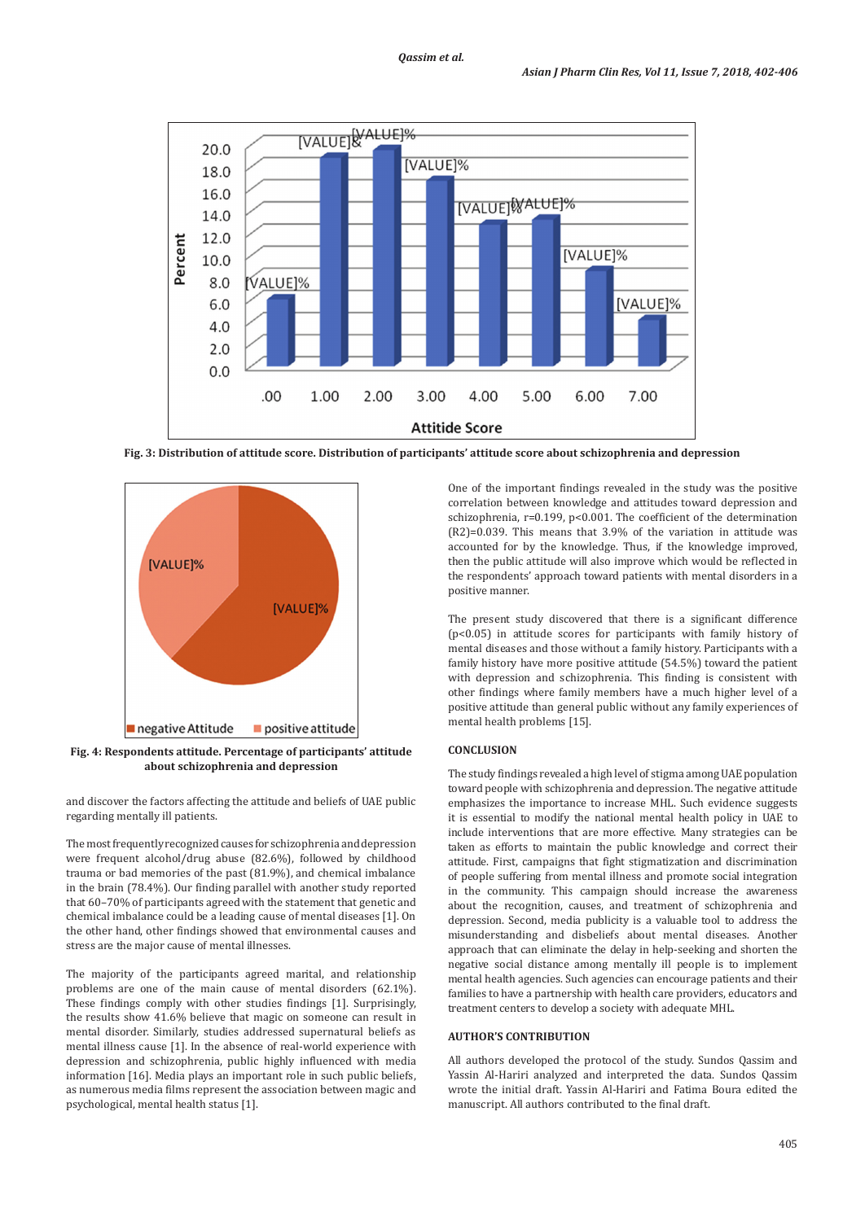**Fig. 3: Distribution of attitude score. Distribution of participants' attitude score about schizophrenia and depression**

**Fig. 4: Respondents attitude. Percentage of participants' attitude about schizophrenia and depression**

and discover the factors affecting the attitude and beliefs of UAE public regarding mentally ill patients.

The most frequently recognized causes for schizophrenia and depression were frequent alcohol/drug abuse (82.6%), followed by childhood trauma or bad memories of the past (81.9%), and chemical imbalance in the brain (78.4%). Our finding parallel with another study reported that 60–70% of participants agreed with the statement that genetic and chemical imbalance could be a leading cause of mental diseases [1]. On the other hand, other findings showed that environmental causes and stress are the major cause of mental illnesses.

The majority of the participants agreed marital, and relationship problems are one of the main cause of mental disorders (62.1%). These findings comply with other studies findings [1]. Surprisingly, the results show 41.6% believe that magic on someone can result in mental disorder. Similarly, studies addressed supernatural beliefs as mental illness cause [1]. In the absence of real-world experience with depression and schizophrenia, public highly influenced with media information [16]. Media plays an important role in such public beliefs, as numerous media films represent the association between magic and psychological, mental health status [1].

One of the important findings revealed in the study was the positive correlation between knowledge and attitudes toward depression and schizophrenia, r=0.199, $p<0.001$. The coefficient of the determination ($R^2$)=0.039. This means that 3.9% of the variation in attitude was accounted for by the knowledge. Thus, if the knowledge improved, then the public attitude will also improve which would be reflected in the respondents' approach toward patients with mental disorders in a positive manner.

The present study discovered that there is a significant difference ($p<0.05$) in attitude scores for participants with family history of mental diseases and those without a family history. Participants with a family history have more positive attitude (54.5%) toward the patient with depression and schizophrenia. This finding is consistent with other findings where family members have a much higher level of a positive attitude than general public without any family experiences of mental health problems [15].

## CONCLUSION

The study findings revealed a high level of stigma among UAE population toward people with schizophrenia and depression. The negative attitude emphasizes the importance to increase MHL. Such evidence suggests it is essential to modify the national mental health policy in UAE to include interventions that are more effective. Many strategies can be taken as efforts to maintain the public knowledge and correct their attitude. First, campaigns that fight stigmatization and discrimination of people suffering from mental illness and promote social integration in the community. This campaign should increase the awareness about the recognition, causes, and treatment of schizophrenia and depression. Second, media publicity is a valuable tool to address the misunderstanding and disbeliefs about mental diseases. Another approach that can eliminate the delay in help-seeking and shorten the negative social distance among mentally ill people is to implement mental health agencies. Such agencies can encourage patients and their families to have a partnership with health care providers, educators and treatment centers to develop a society with adequate MHL.

## AUTHOR'S CONTRIBUTION

All authors developed the protocol of the study. Sundos Qassim and Yassin Al-Hariri analyzed and interpreted the data. Sundos Qassim wrote the initial draft. Yassin Al-Hariri and Fatima Boura edited the manuscript. All authors contributed to the final draft.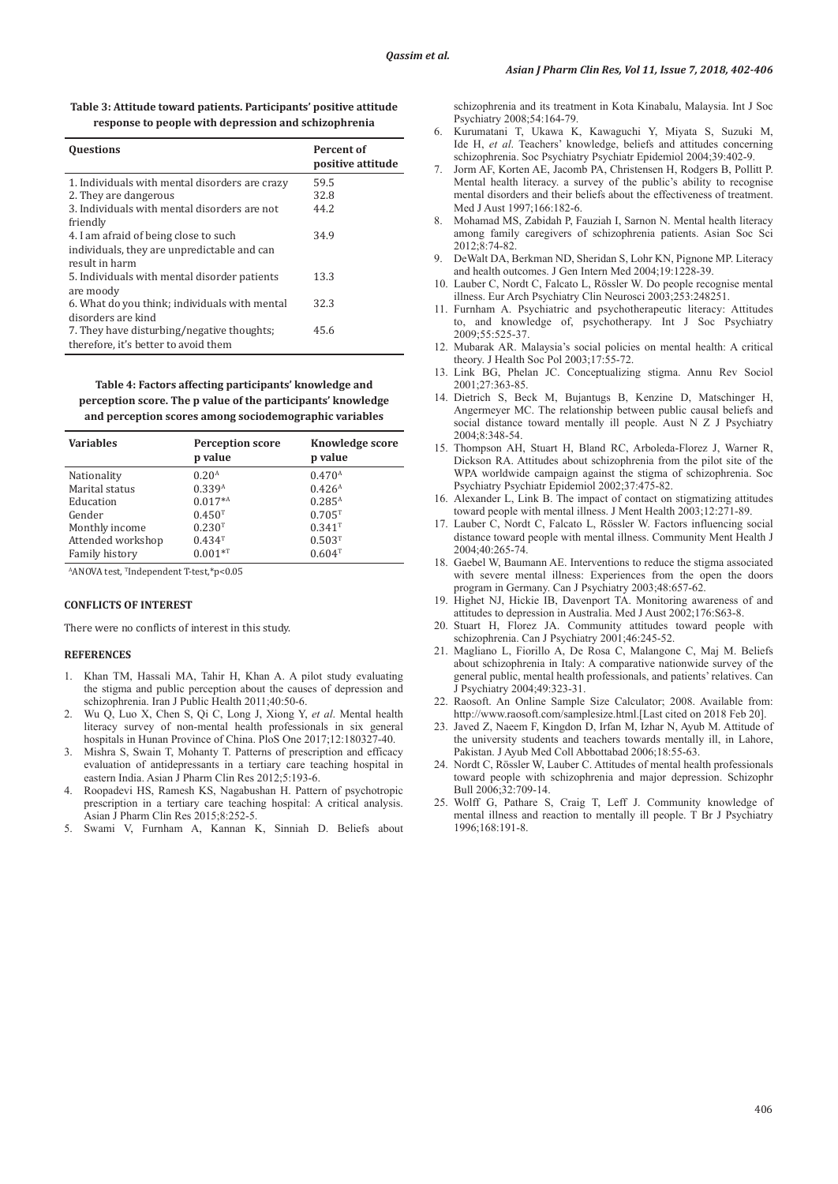**Table 3: Attitude toward patients. Participants' positive attitude response to people with depression and schizophrenia**

| Questions | Percent of positive attitude |
|---|---|
| 1. Individuals with mental disorders are crazy | 59.5 |
| 2. They are dangerous | 32.8 |
| 3. Individuals with mental disorders are not friendly | 44.2 |
| 4. I am afraid of being close to such individuals, they are unpredictable and can result in harm | 34.9 |
| 5. Individuals with mental disorder patients are moody | 13.3 |
| 6. What do you think; individuals with mental disorders are kind | 32.3 |
| 7. They have disturbing/negative thoughts; therefore, it's better to avoid them | 45.6 |

**Table 4: Factors affecting participants' knowledge and perception score. The p value of the participants' knowledge and perception scores among sociodemographic variables**

| Variables | Perception score p value | Knowledge score p value |
|---|---|---|
| Nationality | 0.20[A] | 0.470[A] |
| Marital status | 0.339[A] | 0.426[A] |
| Education | 0.017*[A] | 0.285[A] |
| Gender | 0.450[T] | 0.705[T] |
| Monthly income | 0.230[T] | 0.341[T] |
| Attended workshop | 0.434[T] | 0.503[T] |
| Family history | 0.001*[T] | 0.604[T] |

[A]ANOVA test, [T]Independent T-test,*$p<0.05$

## CONFLICTS OF INTEREST

There were no conflicts of interest in this study.

## REFERENCES

1. Khan TM, Hassali MA, Tahir H, Khan A. A pilot study evaluating the stigma and public perception about the causes of depression and schizophrenia. Iran J Public Health 2011;40:50-6.
2. Wu Q, Luo X, Chen S, Qi C, Long J, Xiong Y, *et al*. Mental health literacy survey of non-mental health professionals in six general hospitals in Hunan Province of China. PloS One 2017;12:180327-40.
3. Mishra S, Swain T, Mohanty T. Patterns of prescription and efficacy evaluation of antidepressants in a tertiary care teaching hospital in eastern India. Asian J Pharm Clin Res 2012;5:193-6.
4. Roopadevi HS, Ramesh KS, Nagabushan H. Pattern of psychotropic prescription in a tertiary care teaching hospital: A critical analysis. Asian J Pharm Clin Res 2015;8:252-5.
5. Swami V, Furnham A, Kannan K, Sinniah D. Beliefs about schizophrenia and its treatment in Kota Kinabalu, Malaysia. Int J Soc Psychiatry 2008;54:164-79.
6. Kurumatani T, Ukawa K, Kawaguchi Y, Miyata S, Suzuki M, Ide H, *et al*. Teachers' knowledge, beliefs and attitudes concerning schizophrenia. Soc Psychiatry Psychiatr Epidemiol 2004;39:402-9.
7. Jorm AF, Korten AE, Jacomb PA, Christensen H, Rodgers B, Pollitt P. Mental health literacy. a survey of the public's ability to recognise mental disorders and their beliefs about the effectiveness of treatment. Med J Aust 1997;166:182-6.
8. Mohamad MS, Zabidah P, Fauziah I, Sarnon N. Mental health literacy among family caregivers of schizophrenia patients. Asian Soc Sci 2012;8:74-82.
9. DeWalt DA, Berkman ND, Sheridan S, Lohr KN, Pignone MP. Literacy and health outcomes. J Gen Intern Med 2004;19:1228-39.
10. Lauber C, Nordt C, Falcato L, Rössler W. Do people recognise mental illness. Eur Arch Psychiatry Clin Neurosci 2003;253:248251.
11. Furnham A. Psychiatric and psychotherapeutic literacy: Attitudes to, and knowledge of, psychotherapy. Int J Soc Psychiatry 2009;55:525-37.
12. Mubarak AR. Malaysia's social policies on mental health: A critical theory. J Health Soc Pol 2003;17:55-72.
13. Link BG, Phelan JC. Conceptualizing stigma. Annu Rev Sociol 2001;27:363-85.
14. Dietrich S, Beck M, Bujantugs B, Kenzine D, Matschinger H, Angermeyer MC. The relationship between public causal beliefs and social distance toward mentally ill people. Aust N Z J Psychiatry 2004;8:348-54.
15. Thompson AH, Stuart H, Bland RC, Arboleda-Florez J, Warner R, Dickson RA. Attitudes about schizophrenia from the pilot site of the WPA worldwide campaign against the stigma of schizophrenia. Soc Psychiatry Psychiatr Epidemiol 2002;37:475-82.
16. Alexander L, Link B. The impact of contact on stigmatizing attitudes toward people with mental illness. J Ment Health 2003;12:271-89.
17. Lauber C, Nordt C, Falcato L, Rössler W. Factors influencing social distance toward people with mental illness. Community Ment Health J 2004;40:265-74.
18. Gaebel W, Baumann AE. Interventions to reduce the stigma associated with severe mental illness: Experiences from the open the doors program in Germany. Can J Psychiatry 2003;48:657-62.
19. Highet NJ, Hickie IB, Davenport TA. Monitoring awareness of and attitudes to depression in Australia. Med J Aust 2002;176:S63-8.
20. Stuart H, Florez JA. Community attitudes toward people with schizophrenia. Can J Psychiatry 2001;46:245-52.
21. Magliano L, Fiorillo A, De Rosa C, Malangone C, Maj M. Beliefs about schizophrenia in Italy: A comparative nationwide survey of the general public, mental health professionals, and patients' relatives. Can J Psychiatry 2004;49:323-31.
22. Raosoft. An Online Sample Size Calculator; 2008. Available from: http://www.raosoft.com/samplesize.html.[Last cited on 2018 Feb 20].
23. Javed Z, Naeem F, Kingdon D, Irfan M, Izhar N, Ayub M. Attitude of the university students and teachers towards mentally ill, in Lahore, Pakistan. J Ayub Med Coll Abbottabad 2006;18:55-63.
24. Nordt C, Rössler W, Lauber C. Attitudes of mental health professionals toward people with schizophrenia and major depression. Schizophr Bull 2006;32:709-14.
25. Wolff G, Pathare S, Craig T, Leff J. Community knowledge of mental illness and reaction to mentally ill people. T Br J Psychiatry 1996;168:191-8.